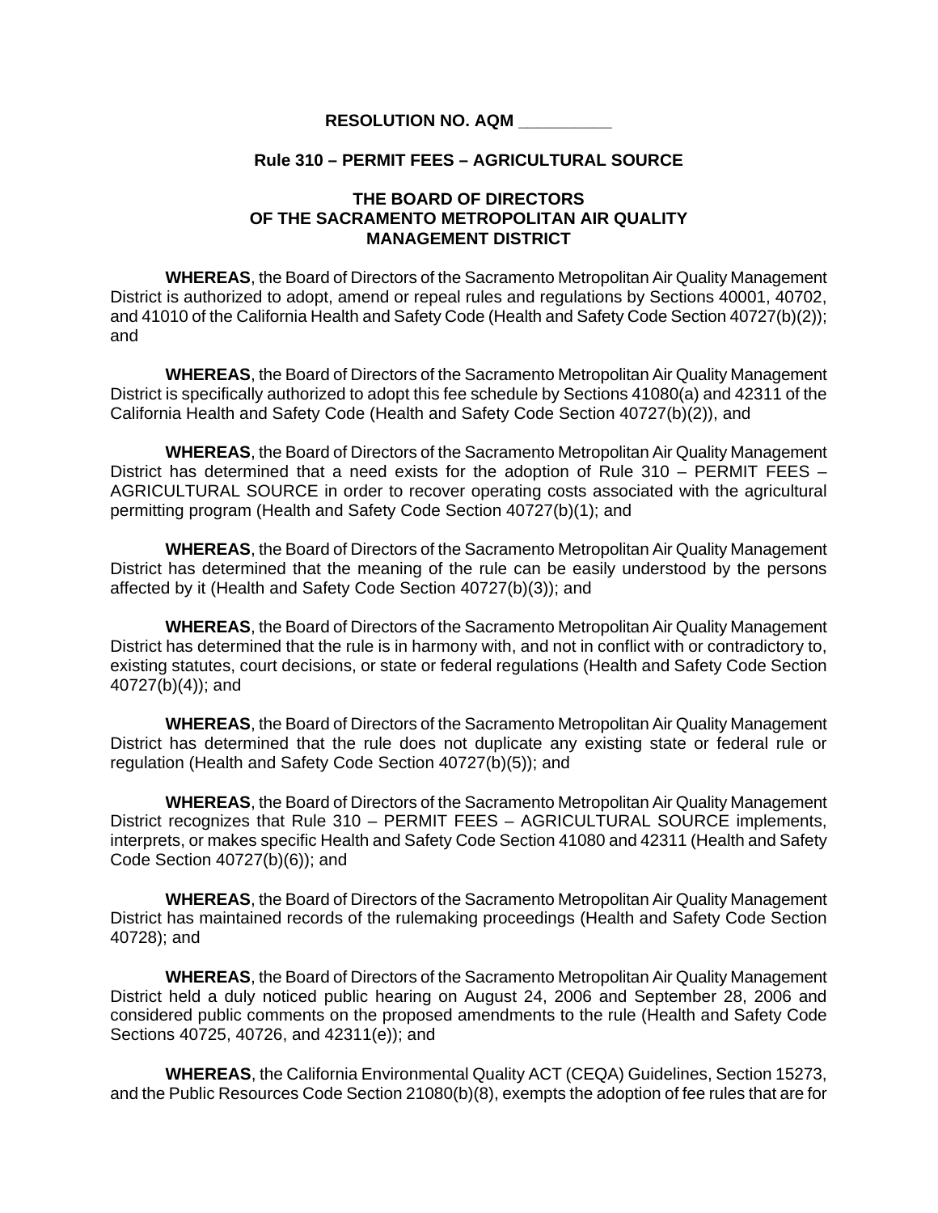**RESOLUTION NO. AQM __________**

**Rule 310 – PERMIT FEES – AGRICULTURAL SOURCE**

**THE BOARD OF DIRECTORS**
**OF THE SACRAMENTO METROPOLITAN AIR QUALITY**
**MANAGEMENT DISTRICT**

**WHEREAS**, the Board of Directors of the Sacramento Metropolitan Air Quality Management District is authorized to adopt, amend or repeal rules and regulations by Sections 40001, 40702, and 41010 of the California Health and Safety Code (Health and Safety Code Section 40727(b)(2)); and

**WHEREAS**, the Board of Directors of the Sacramento Metropolitan Air Quality Management District is specifically authorized to adopt this fee schedule by Sections 41080(a) and 42311 of the California Health and Safety Code (Health and Safety Code Section 40727(b)(2)), and

**WHEREAS**, the Board of Directors of the Sacramento Metropolitan Air Quality Management District has determined that a need exists for the adoption of Rule 310 – PERMIT FEES – AGRICULTURAL SOURCE in order to recover operating costs associated with the agricultural permitting program (Health and Safety Code Section 40727(b)(1); and

**WHEREAS**, the Board of Directors of the Sacramento Metropolitan Air Quality Management District has determined that the meaning of the rule can be easily understood by the persons affected by it (Health and Safety Code Section 40727(b)(3)); and

**WHEREAS**, the Board of Directors of the Sacramento Metropolitan Air Quality Management District has determined that the rule is in harmony with, and not in conflict with or contradictory to, existing statutes, court decisions, or state or federal regulations (Health and Safety Code Section 40727(b)(4)); and

**WHEREAS**, the Board of Directors of the Sacramento Metropolitan Air Quality Management District has determined that the rule does not duplicate any existing state or federal rule or regulation (Health and Safety Code Section 40727(b)(5)); and

**WHEREAS**, the Board of Directors of the Sacramento Metropolitan Air Quality Management District recognizes that Rule 310 – PERMIT FEES – AGRICULTURAL SOURCE implements, interprets, or makes specific Health and Safety Code Section 41080 and 42311 (Health and Safety Code Section 40727(b)(6)); and

**WHEREAS**, the Board of Directors of the Sacramento Metropolitan Air Quality Management District has maintained records of the rulemaking proceedings (Health and Safety Code Section 40728); and

**WHEREAS**, the Board of Directors of the Sacramento Metropolitan Air Quality Management District held a duly noticed public hearing on August 24, 2006 and September 28, 2006 and considered public comments on the proposed amendments to the rule (Health and Safety Code Sections 40725, 40726, and 42311(e)); and

**WHEREAS**, the California Environmental Quality ACT (CEQA) Guidelines, Section 15273, and the Public Resources Code Section 21080(b)(8), exempts the adoption of fee rules that are for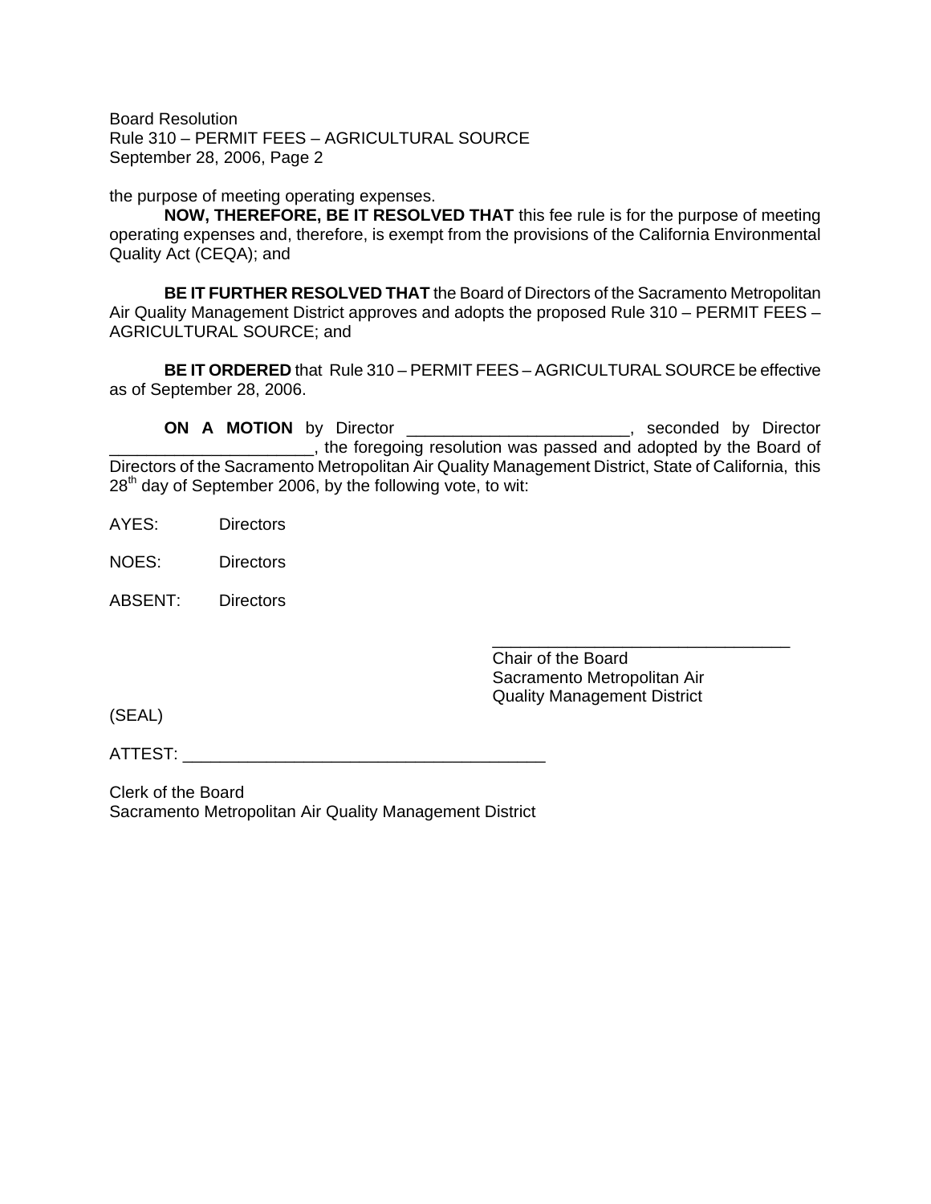the purpose of meeting operating expenses.

**NOW, THEREFORE, BE IT RESOLVED THAT** this fee rule is for the purpose of meeting operating expenses and, therefore, is exempt from the provisions of the California Environmental Quality Act (CEQA); and

**BE IT FURTHER RESOLVED THAT** the Board of Directors of the Sacramento Metropolitan Air Quality Management District approves and adopts the proposed Rule 310 – PERMIT FEES – AGRICULTURAL SOURCE; and

**BE IT ORDERED** that Rule 310 – PERMIT FEES – AGRICULTURAL SOURCE be effective as of September 28, 2006.

**ON A MOTION** by Director ________________________, seconded by Director ______________________, the foregoing resolution was passed and adopted by the Board of Directors of the Sacramento Metropolitan Air Quality Management District, State of California, this 28th day of September 2006, by the following vote, to wit:

AYES: Directors

NOES: Directors

ABSENT: Directors

________________________________
Chair of the Board
Sacramento Metropolitan Air
Quality Management District

(SEAL)

ATTEST: _______________________________________

Clerk of the Board
Sacramento Metropolitan Air Quality Management District